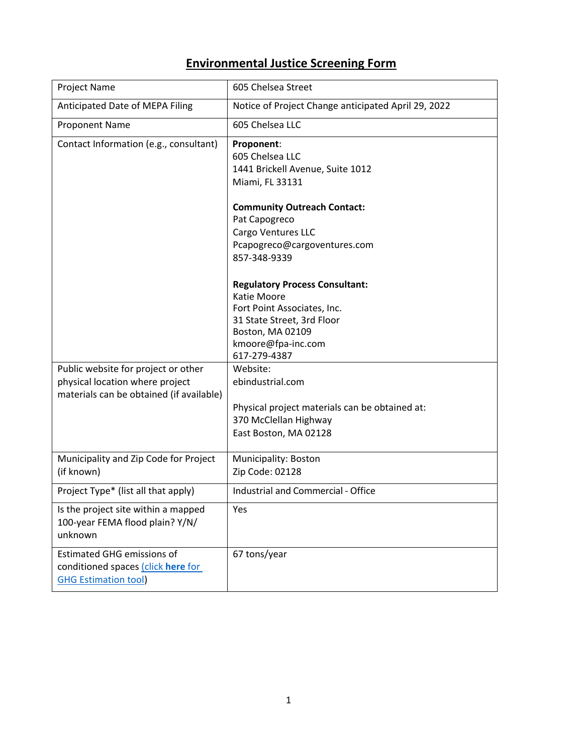# Environmental Justice Screening Form

| | |
|---|---|
| Project Name | 605 Chelsea Street |
| Anticipated Date of MEPA Filing | Notice of Project Change anticipated April 29, 2022 |
| Proponent Name | 605 Chelsea LLC |
| Contact Information (e.g., consultant) | **Proponent**:<br>605 Chelsea LLC<br>1441 Brickell Avenue, Suite 1012<br>Miami, FL 33131<br><br>**Community Outreach Contact:**<br>Pat Capogreco<br>Cargo Ventures LLC<br>Pcapogreco@cargoventures.com<br>857-348-9339<br><br>**Regulatory Process Consultant:**<br>Katie Moore<br>Fort Point Associates, Inc.<br>31 State Street, 3rd Floor<br>Boston, MA 02109<br>kmoore@fpa-inc.com<br>617-279-4387 |
| Public website for project or other physical location where project materials can be obtained (if available) | Website:<br>ebindustrial.com<br><br>Physical project materials can be obtained at:<br>370 McClellan Highway<br>East Boston, MA 02128 |
| Municipality and Zip Code for Project (if known) | Municipality: Boston<br>Zip Code: 02128 |
| Project Type* (list all that apply) | Industrial and Commercial - Office |
| Is the project site within a mapped 100-year FEMA flood plain? Y/N/ unknown | Yes |
| Estimated GHG emissions of conditioned spaces (click **here** for GHG Estimation tool) | 67 tons/year |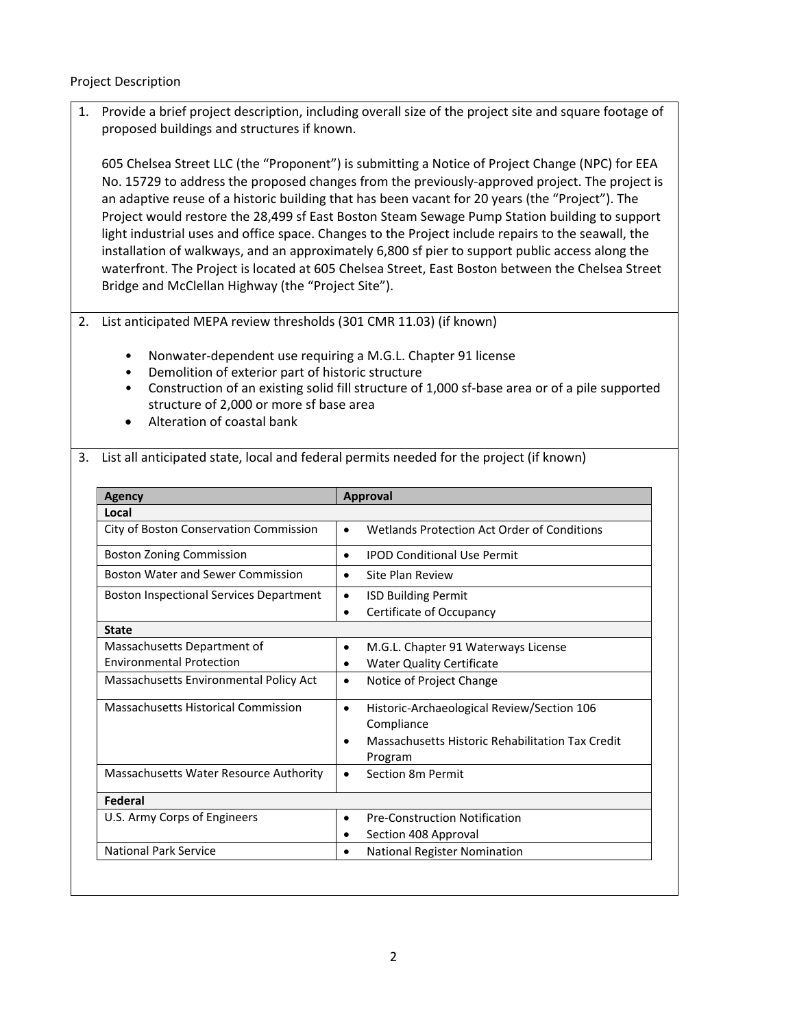Project Description

1. Provide a brief project description, including overall size of the project site and square footage of proposed buildings and structures if known.

   605 Chelsea Street LLC (the "Proponent") is submitting a Notice of Project Change (NPC) for EEA No. 15729 to address the proposed changes from the previously-approved project. The project is an adaptive reuse of a historic building that has been vacant for 20 years (the "Project"). The Project would restore the 28,499 sf East Boston Steam Sewage Pump Station building to support light industrial uses and office space. Changes to the Project include repairs to the seawall, the installation of walkways, and an approximately 6,800 sf pier to support public access along the waterfront. The Project is located at 605 Chelsea Street, East Boston between the Chelsea Street Bridge and McClellan Highway (the "Project Site").

2. List anticipated MEPA review thresholds (301 CMR 11.03) (if known)

   - Nonwater-dependent use requiring a M.G.L. Chapter 91 license
   - Demolition of exterior part of historic structure
   - Construction of an existing solid fill structure of 1,000 sf-base area or of a pile supported structure of 2,000 or more sf base area
   - Alteration of coastal bank

3. List all anticipated state, local and federal permits needed for the project (if known)

| Agency | Approval |
|---|---|
| **Local** | |
| City of Boston Conservation Commission | • Wetlands Protection Act Order of Conditions |
| Boston Zoning Commission | • IPOD Conditional Use Permit |
| Boston Water and Sewer Commission | • Site Plan Review |
| Boston Inspectional Services Department | • ISD Building Permit<br>• Certificate of Occupancy |
| **State** | |
| Massachusetts Department of Environmental Protection | • M.G.L. Chapter 91 Waterways License<br>• Water Quality Certificate |
| Massachusetts Environmental Policy Act | • Notice of Project Change |
| Massachusetts Historical Commission | • Historic-Archaeological Review/Section 106 Compliance<br>• Massachusetts Historic Rehabilitation Tax Credit Program |
| Massachusetts Water Resource Authority | • Section 8m Permit |
| **Federal** | |
| U.S. Army Corps of Engineers | • Pre-Construction Notification<br>• Section 408 Approval |
| National Park Service | • National Register Nomination |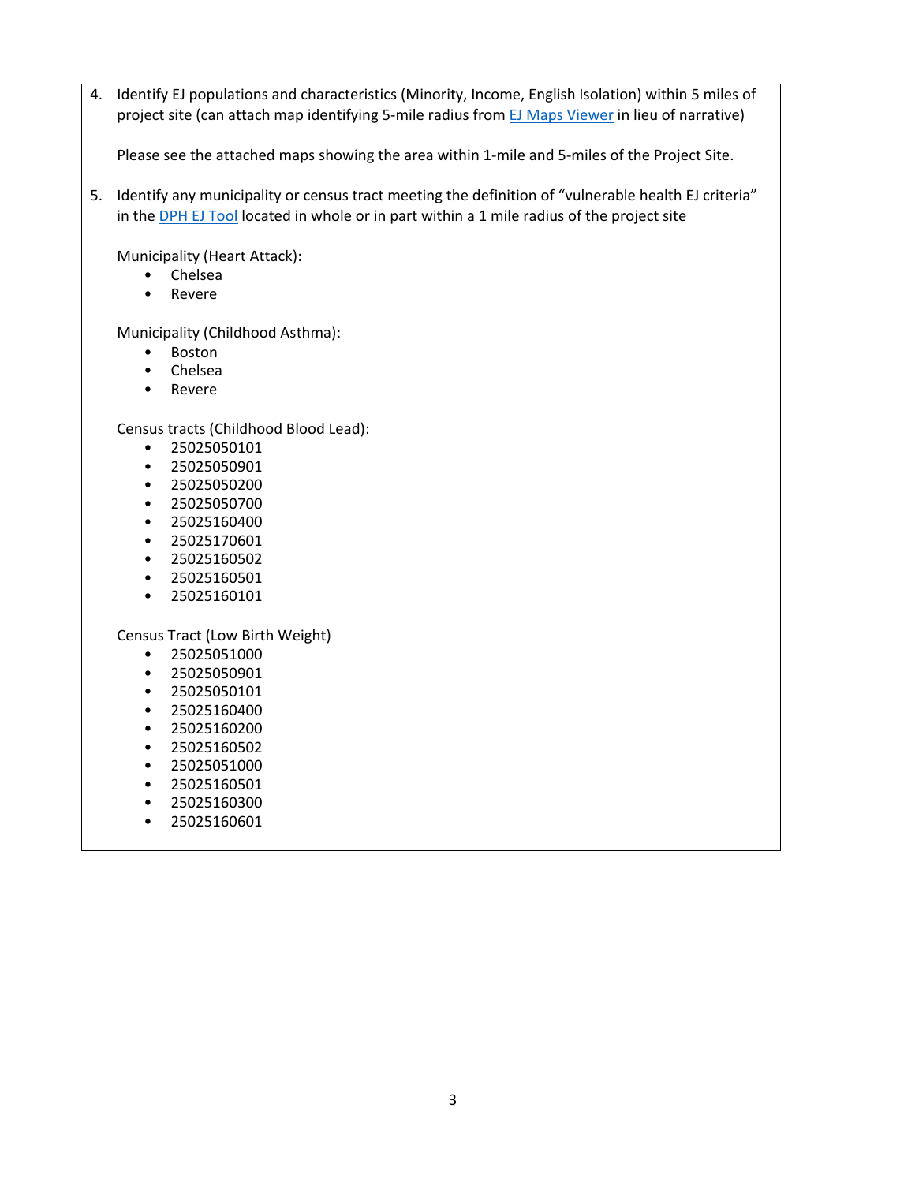4. Identify EJ populations and characteristics (Minority, Income, English Isolation) within 5 miles of project site (can attach map identifying 5-mile radius from [EJ Maps Viewer] in lieu of narrative)

   Please see the attached maps showing the area within 1-mile and 5-miles of the Project Site.

5. Identify any municipality or census tract meeting the definition of "vulnerable health EJ criteria" in the [DPH EJ Tool] located in whole or in part within a 1 mile radius of the project site

   Municipality (Heart Attack):
   - Chelsea
   - Revere

   Municipality (Childhood Asthma):
   - Boston
   - Chelsea
   - Revere

   Census tracts (Childhood Blood Lead):
   - 25025050101
   - 25025050901
   - 25025050200
   - 25025050700
   - 25025160400
   - 25025170601
   - 25025160502
   - 25025160501
   - 25025160101

   Census Tract (Low Birth Weight)
   - 25025051000
   - 25025050901
   - 25025050101
   - 25025160400
   - 25025160200
   - 25025160502
   - 25025051000
   - 25025160501
   - 25025160300
   - 25025160601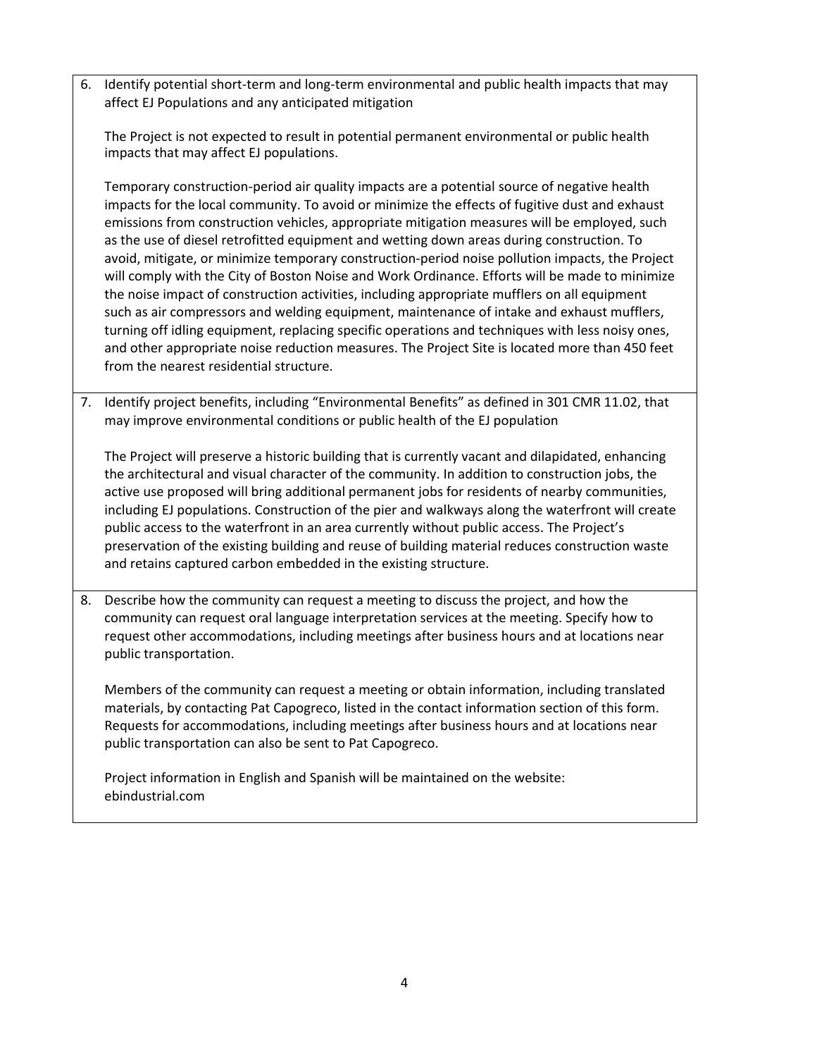6. Identify potential short-term and long-term environmental and public health impacts that may affect EJ Populations and any anticipated mitigation

   The Project is not expected to result in potential permanent environmental or public health impacts that may affect EJ populations.

   Temporary construction-period air quality impacts are a potential source of negative health impacts for the local community. To avoid or minimize the effects of fugitive dust and exhaust emissions from construction vehicles, appropriate mitigation measures will be employed, such as the use of diesel retrofitted equipment and wetting down areas during construction. To avoid, mitigate, or minimize temporary construction-period noise pollution impacts, the Project will comply with the City of Boston Noise and Work Ordinance. Efforts will be made to minimize the noise impact of construction activities, including appropriate mufflers on all equipment such as air compressors and welding equipment, maintenance of intake and exhaust mufflers, turning off idling equipment, replacing specific operations and techniques with less noisy ones, and other appropriate noise reduction measures. The Project Site is located more than 450 feet from the nearest residential structure.

7. Identify project benefits, including "Environmental Benefits" as defined in 301 CMR 11.02, that may improve environmental conditions or public health of the EJ population

   The Project will preserve a historic building that is currently vacant and dilapidated, enhancing the architectural and visual character of the community. In addition to construction jobs, the active use proposed will bring additional permanent jobs for residents of nearby communities, including EJ populations. Construction of the pier and walkways along the waterfront will create public access to the waterfront in an area currently without public access. The Project's preservation of the existing building and reuse of building material reduces construction waste and retains captured carbon embedded in the existing structure.

8. Describe how the community can request a meeting to discuss the project, and how the community can request oral language interpretation services at the meeting. Specify how to request other accommodations, including meetings after business hours and at locations near public transportation.

   Members of the community can request a meeting or obtain information, including translated materials, by contacting Pat Capogreco, listed in the contact information section of this form. Requests for accommodations, including meetings after business hours and at locations near public transportation can also be sent to Pat Capogreco.

   Project information in English and Spanish will be maintained on the website: ebindustrial.com